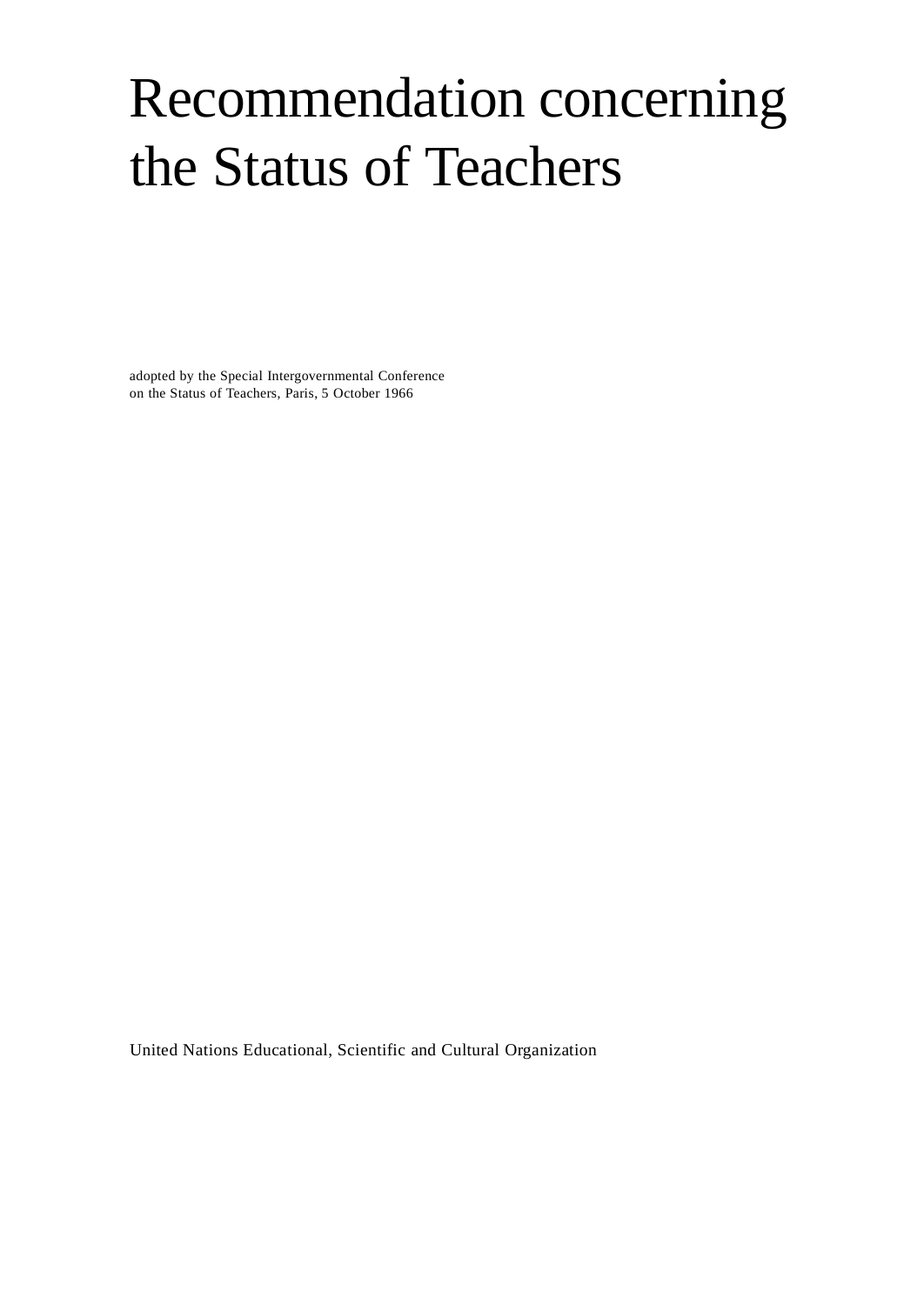# Recommendation concerning the Status of Teachers

adopted by the Special Intergovernmental Conference
on the Status of Teachers, Paris, 5 October 1966

United Nations Educational, Scientific and Cultural Organization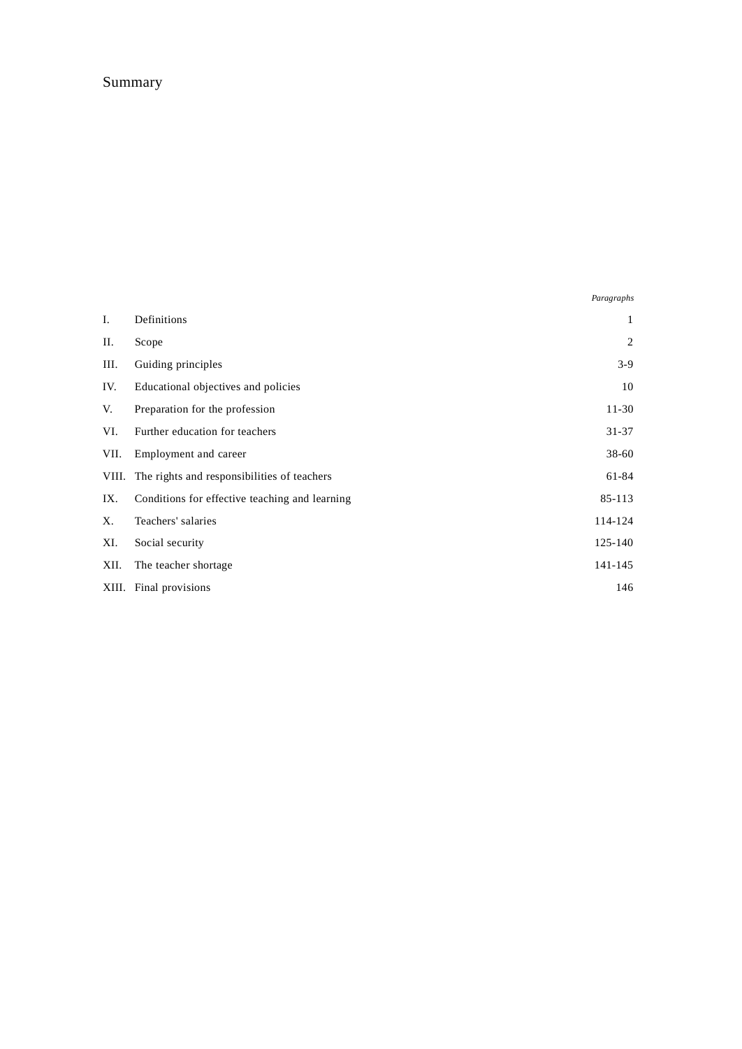# Summary

| | | *Paragraphs* |
|---|---|---|
| I. | Definitions | 1 |
| II. | Scope | 2 |
| III. | Guiding principles | 3-9 |
| IV. | Educational objectives and policies | 10 |
| V. | Preparation for the profession | 11-30 |
| VI. | Further education for teachers | 31-37 |
| VII. | Employment and career | 38-60 |
| VIII. | The rights and responsibilities of teachers | 61-84 |
| IX. | Conditions for effective teaching and learning | 85-113 |
| X. | Teachers' salaries | 114-124 |
| XI. | Social security | 125-140 |
| XII. | The teacher shortage | 141-145 |
| XIII. | Final provisions | 146 |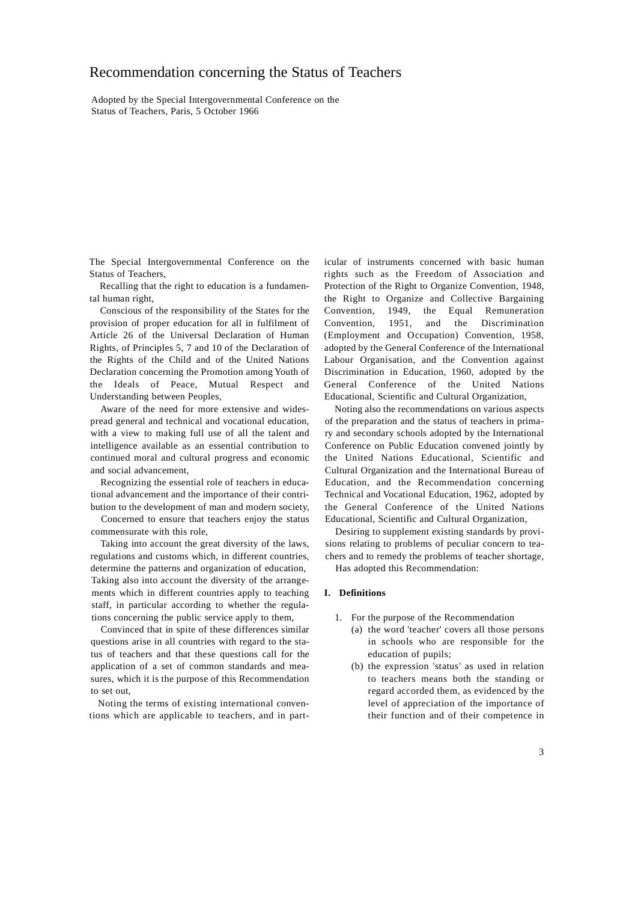# Recommendation concerning the Status of Teachers

Adopted by the Special Intergovernmental Conference on the Status of Teachers, Paris, 5 October 1966

The Special Intergovernmental Conference on the Status of Teachers,

Recalling that the right to education is a fundamental human right,

Conscious of the responsibility of the States for the provision of proper education for all in fulfilment of Article 26 of the Universal Declaration of Human Rights, of Principles 5, 7 and 10 of the Declaration of the Rights of the Child and of the United Nations Declaration concerning the Promotion among Youth of the Ideals of Peace, Mutual Respect and Understanding between Peoples,

Aware of the need for more extensive and widespread general and technical and vocational education, with a view to making full use of all the talent and intelligence available as an essential contribution to continued moral and cultural progress and economic and social advancement,

Recognizing the essential role of teachers in educational advancement and the importance of their contribution to the development of man and modern society,

Concerned to ensure that teachers enjoy the status commensurate with this role,

Taking into account the great diversity of the laws, regulations and customs which, in different countries, determine the patterns and organization of education,

Taking also into account the diversity of the arrangements which in different countries apply to teaching staff, in particular according to whether the regulations concerning the public service apply to them,

Convinced that in spite of these differences similar questions arise in all countries with regard to the status of teachers and that these questions call for the application of a set of common standards and measures, which it is the purpose of this Recommendation to set out,

Noting the terms of existing international conventions which are applicable to teachers, and in particular of instruments concerned with basic human rights such as the Freedom of Association and Protection of the Right to Organize Convention, 1948, the Right to Organize and Collective Bargaining Convention, 1949, the Equal Remuneration Convention, 1951, and the Discrimination (Employment and Occupation) Convention, 1958, adopted by the General Conference of the International Labour Organisation, and the Convention against Discrimination in Education, 1960, adopted by the General Conference of the United Nations Educational, Scientific and Cultural Organization,

Noting also the recommendations on various aspects of the preparation and the status of teachers in primary and secondary schools adopted by the International Conference on Public Education convened jointly by the United Nations Educational, Scientific and Cultural Organization and the International Bureau of Education, and the Recommendation concerning Technical and Vocational Education, 1962, adopted by the General Conference of the United Nations Educational, Scientific and Cultural Organization,

Desiring to supplement existing standards by provisions relating to problems of peculiar concern to teachers and to remedy the problems of teacher shortage,

Has adopted this Recommendation:

## I. Definitions

1. For the purpose of the Recommendation
   (a) the word 'teacher' covers all those persons in schools who are responsible for the education of pupils;
   (b) the expression 'status' as used in relation to teachers means both the standing or regard accorded them, as evidenced by the level of appreciation of the importance of their function and of their competence in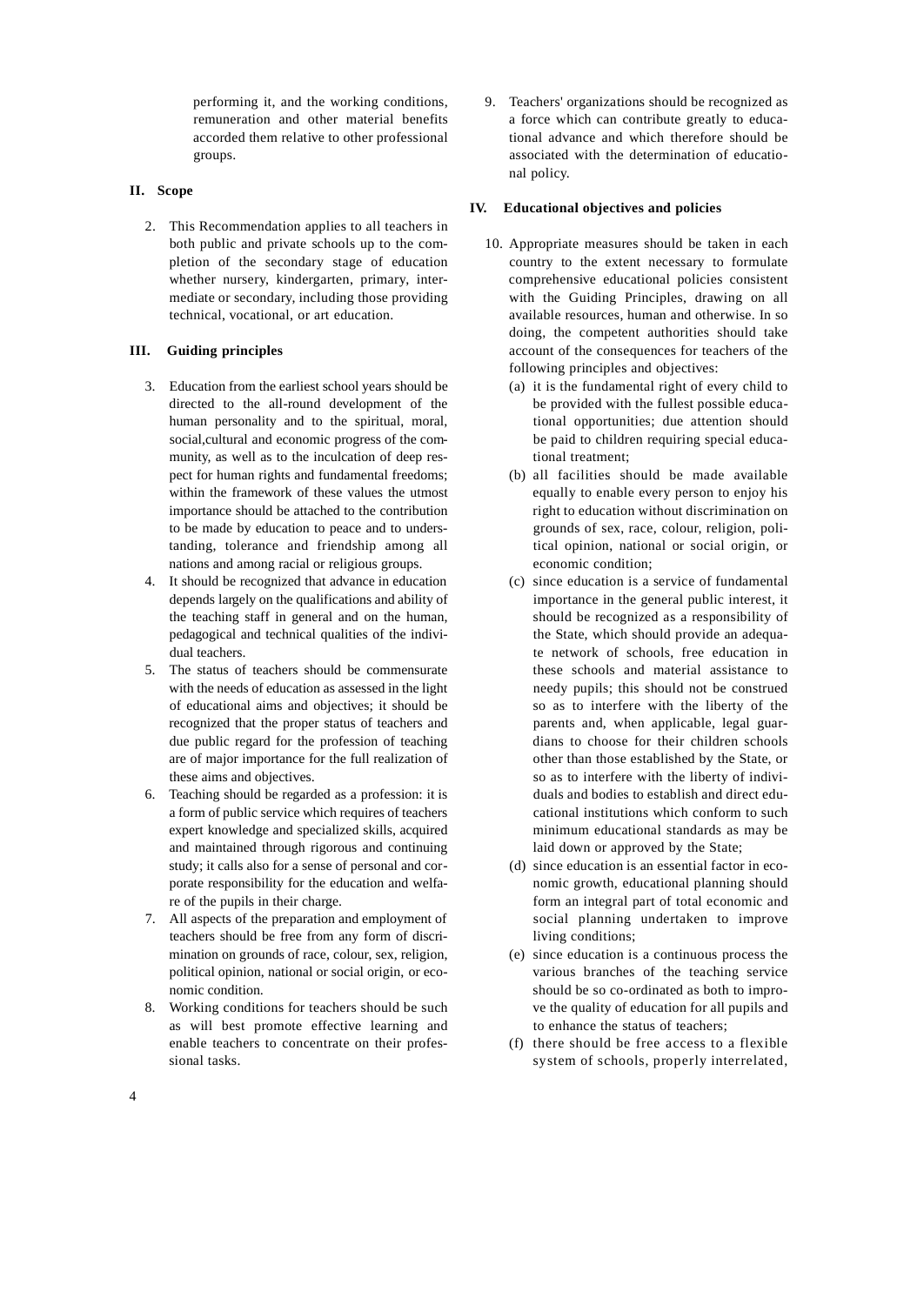performing it, and the working conditions, remuneration and other material benefits accorded them relative to other professional groups.

## II. Scope

2. This Recommendation applies to all teachers in both public and private schools up to the completion of the secondary stage of education whether nursery, kindergarten, primary, intermediate or secondary, including those providing technical, vocational, or art education.

## III. Guiding principles

3. Education from the earliest school years should be directed to the all-round development of the human personality and to the spiritual, moral, social,cultural and economic progress of the community, as well as to the inculcation of deep respect for human rights and fundamental freedoms; within the framework of these values the utmost importance should be attached to the contribution to be made by education to peace and to understanding, tolerance and friendship among all nations and among racial or religious groups.
4. It should be recognized that advance in education depends largely on the qualifications and ability of the teaching staff in general and on the human, pedagogical and technical qualities of the individual teachers.
5. The status of teachers should be commensurate with the needs of education as assessed in the light of educational aims and objectives; it should be recognized that the proper status of teachers and due public regard for the profession of teaching are of major importance for the full realization of these aims and objectives.
6. Teaching should be regarded as a profession: it is a form of public service which requires of teachers expert knowledge and specialized skills, acquired and maintained through rigorous and continuing study; it calls also for a sense of personal and corporate responsibility for the education and welfare of the pupils in their charge.
7. All aspects of the preparation and employment of teachers should be free from any form of discrimination on grounds of race, colour, sex, religion, political opinion, national or social origin, or economic condition.
8. Working conditions for teachers should be such as will best promote effective learning and enable teachers to concentrate on their professional tasks.
9. Teachers' organizations should be recognized as a force which can contribute greatly to educational advance and which therefore should be associated with the determination of educational policy.

## IV. Educational objectives and policies

10. Appropriate measures should be taken in each country to the extent necessary to formulate comprehensive educational policies consistent with the Guiding Principles, drawing on all available resources, human and otherwise. In so doing, the competent authorities should take account of the consequences for teachers of the following principles and objectives:
    (a) it is the fundamental right of every child to be provided with the fullest possible educational opportunities; due attention should be paid to children requiring special educational treatment;
    (b) all facilities should be made available equally to enable every person to enjoy his right to education without discrimination on grounds of sex, race, colour, religion, political opinion, national or social origin, or economic condition;
    (c) since education is a service of fundamental importance in the general public interest, it should be recognized as a responsibility of the State, which should provide an adequate network of schools, free education in these schools and material assistance to needy pupils; this should not be construed so as to interfere with the liberty of the parents and, when applicable, legal guardians to choose for their children schools other than those established by the State, or so as to interfere with the liberty of individuals and bodies to establish and direct educational institutions which conform to such minimum educational standards as may be laid down or approved by the State;
    (d) since education is an essential factor in economic growth, educational planning should form an integral part of total economic and social planning undertaken to improve living conditions;
    (e) since education is a continuous process the various branches of the teaching service should be so co-ordinated as both to improve the quality of education for all pupils and to enhance the status of teachers;
    (f) there should be free access to a flexible system of schools, properly interrelated,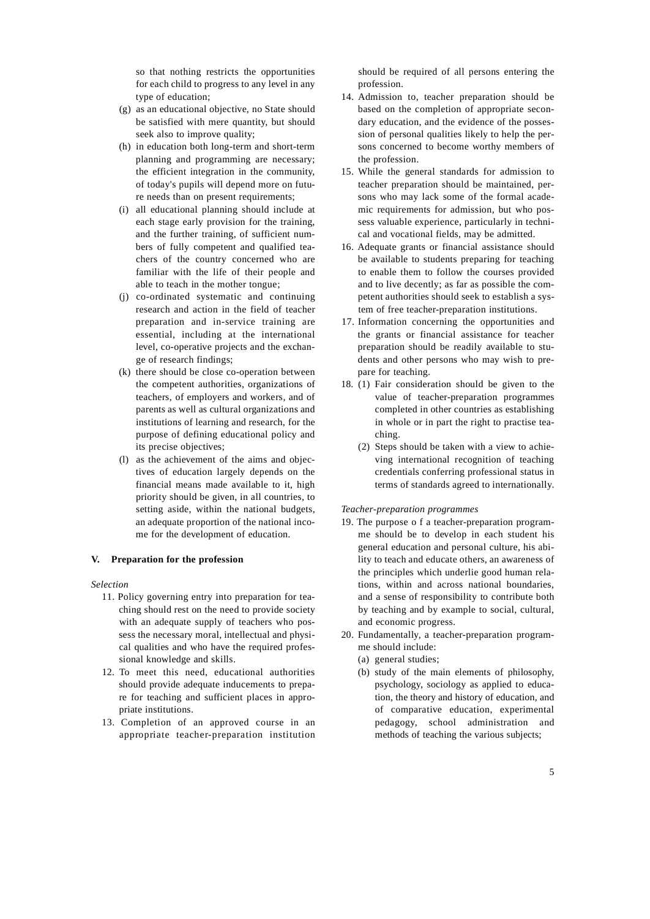so that nothing restricts the opportunities for each child to progress to any level in any type of education;

(g) as an educational objective, no State should be satisfied with mere quantity, but should seek also to improve quality;

(h) in education both long-term and short-term planning and programming are necessary; the efficient integration in the community, of today's pupils will depend more on future needs than on present requirements;

(i) all educational planning should include at each stage early provision for the training, and the further training, of sufficient numbers of fully competent and qualified teachers of the country concerned who are familiar with the life of their people and able to teach in the mother tongue;

(j) co-ordinated systematic and continuing research and action in the field of teacher preparation and in-service training are essential, including at the international level, co-operative projects and the exchange of research findings;

(k) there should be close co-operation between the competent authorities, organizations of teachers, of employers and workers, and of parents as well as cultural organizations and institutions of learning and research, for the purpose of defining educational policy and its precise objectives;

(l) as the achievement of the aims and objectives of education largely depends on the financial means made available to it, high priority should be given, in all countries, to setting aside, within the national budgets, an adequate proportion of the national income for the development of education.

## V. Preparation for the profession

*Selection*

11. Policy governing entry into preparation for teaching should rest on the need to provide society with an adequate supply of teachers who possess the necessary moral, intellectual and physical qualities and who have the required professional knowledge and skills.
12. To meet this need, educational authorities should provide adequate inducements to prepare for teaching and sufficient places in appropriate institutions.
13. Completion of an approved course in an appropriate teacher-preparation institution should be required of all persons entering the profession.
14. Admission to, teacher preparation should be based on the completion of appropriate secondary education, and the evidence of the possession of personal qualities likely to help the persons concerned to become worthy members of the profession.
15. While the general standards for admission to teacher preparation should be maintained, persons who may lack some of the formal academic requirements for admission, but who possess valuable experience, particularly in technical and vocational fields, may be admitted.
16. Adequate grants or financial assistance should be available to students preparing for teaching to enable them to follow the courses provided and to live decently; as far as possible the competent authorities should seek to establish a system of free teacher-preparation institutions.
17. Information concerning the opportunities and the grants or financial assistance for teacher preparation should be readily available to students and other persons who may wish to prepare for teaching.
18. (1) Fair consideration should be given to the value of teacher-preparation programmes completed in other countries as establishing in whole or in part the right to practise teaching.

    (2) Steps should be taken with a view to achieving international recognition of teaching credentials conferring professional status in terms of standards agreed to internationally.

*Teacher-preparation programmes*

19. The purpose o f a teacher-preparation programme should be to develop in each student his general education and personal culture, his ability to teach and educate others, an awareness of the principles which underlie good human relations, within and across national boundaries, and a sense of responsibility to contribute both by teaching and by example to social, cultural, and economic progress.
20. Fundamentally, a teacher-preparation programme should include:

    (a) general studies;

    (b) study of the main elements of philosophy, psychology, sociology as applied to education, the theory and history of education, and of comparative education, experimental pedagogy, school administration and methods of teaching the various subjects;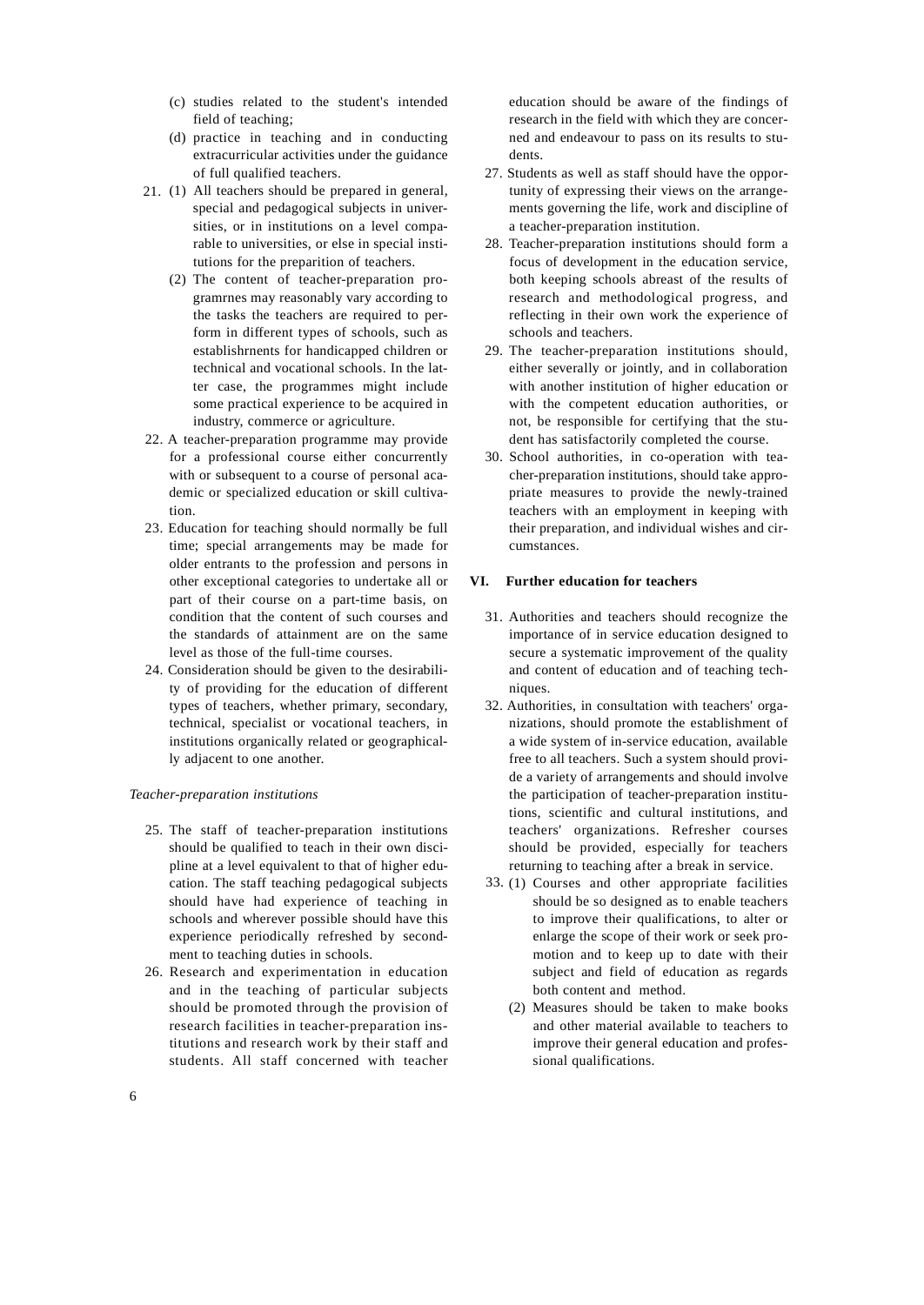(c) studies related to the student's intended field of teaching;

(d) practice in teaching and in conducting extracurricular activities under the guidance of full qualified teachers.

21. (1) All teachers should be prepared in general, special and pedagogical subjects in universities, or in institutions on a level comparable to universities, or else in special institutions for the preparition of teachers.

    (2) The content of teacher-preparation programrnes may reasonably vary according to the tasks the teachers are required to perform in different types of schools, such as establishrnents for handicapped children or technical and vocational schools. In the latter case, the programmes might include some practical experience to be acquired in industry, commerce or agriculture.

22. A teacher-preparation programme may provide for a professional course either concurrently with or subsequent to a course of personal academic or specialized education or skill cultivation.

23. Education for teaching should normally be full time; special arrangements may be made for older entrants to the profession and persons in other exceptional categories to undertake all or part of their course on a part-time basis, on condition that the content of such courses and the standards of attainment are on the same level as those of the full-time courses.

24. Consideration should be given to the desirability of providing for the education of different types of teachers, whether primary, secondary, technical, specialist or vocational teachers, in institutions organically related or geographically adjacent to one another.

*Teacher-preparation institutions*

25. The staff of teacher-preparation institutions should be qualified to teach in their own discipline at a level equivalent to that of higher education. The staff teaching pedagogical subjects should have had experience of teaching in schools and wherever possible should have this experience periodically refreshed by secondment to teaching duties in schools.

26. Research and experimentation in education and in the teaching of particular subjects should be promoted through the provision of research facilities in teacher-preparation institutions and research work by their staff and students. All staff concerned with teacher education should be aware of the findings of research in the field with which they are concerned and endeavour to pass on its results to students.

27. Students as well as staff should have the opportunity of expressing their views on the arrangements governing the life, work and discipline of a teacher-preparation institution.

28. Teacher-preparation institutions should form a focus of development in the education service, both keeping schools abreast of the results of research and methodological progress, and reflecting in their own work the experience of schools and teachers.

29. The teacher-preparation institutions should, either severally or jointly, and in collaboration with another institution of higher education or with the competent education authorities, or not, be responsible for certifying that the student has satisfactorily completed the course.

30. School authorities, in co-operation with teacher-preparation institutions, should take appropriate measures to provide the newly-trained teachers with an employment in keeping with their preparation, and individual wishes and circumstances.

## VI. Further education for teachers

31. Authorities and teachers should recognize the importance of in service education designed to secure a systematic improvement of the quality and content of education and of teaching techniques.

32. Authorities, in consultation with teachers' organizations, should promote the establishment of a wide system of in-service education, available free to all teachers. Such a system should provide a variety of arrangements and should involve the participation of teacher-preparation institutions, scientific and cultural institutions, and teachers' organizations. Refresher courses should be provided, especially for teachers returning to teaching after a break in service.

33. (1) Courses and other appropriate facilities should be so designed as to enable teachers to improve their qualifications, to alter or enlarge the scope of their work or seek promotion and to keep up to date with their subject and field of education as regards both content and method.

    (2) Measures should be taken to make books and other material available to teachers to improve their general education and professional qualifications.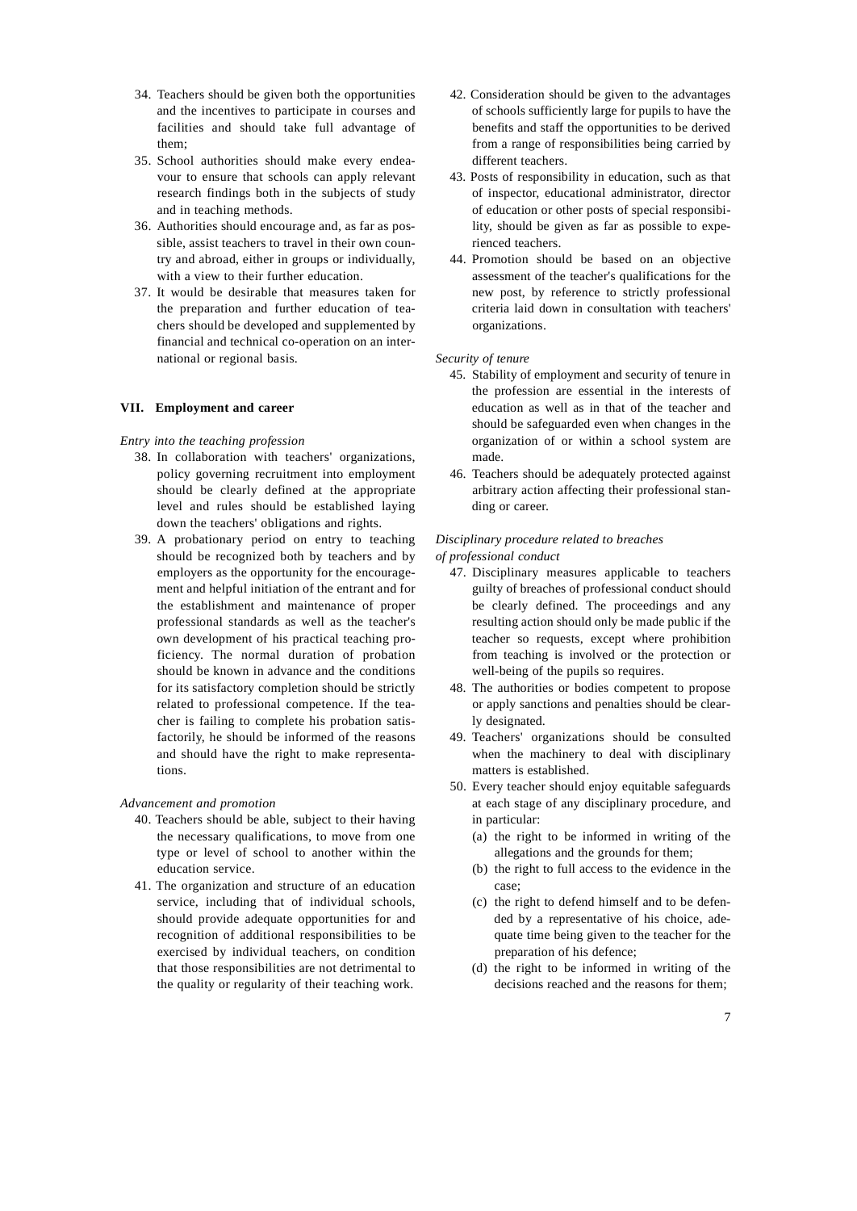34. Teachers should be given both the opportunities and the incentives to participate in courses and facilities and should take full advantage of them;
35. School authorities should make every endeavour to ensure that schools can apply relevant research findings both in the subjects of study and in teaching methods.
36. Authorities should encourage and, as far as possible, assist teachers to travel in their own country and abroad, either in groups or individually, with a view to their further education.
37. It would be desirable that measures taken for the preparation and further education of teachers should be developed and supplemented by financial and technical co-operation on an international or regional basis.

## VII. Employment and career

*Entry into the teaching profession*

38. In collaboration with teachers' organizations, policy governing recruitment into employment should be clearly defined at the appropriate level and rules should be established laying down the teachers' obligations and rights.
39. A probationary period on entry to teaching should be recognized both by teachers and by employers as the opportunity for the encouragement and helpful initiation of the entrant and for the establishment and maintenance of proper professional standards as well as the teacher's own development of his practical teaching proficiency. The normal duration of probation should be known in advance and the conditions for its satisfactory completion should be strictly related to professional competence. If the teacher is failing to complete his probation satisfactorily, he should be informed of the reasons and should have the right to make representations.

*Advancement and promotion*

40. Teachers should be able, subject to their having the necessary qualifications, to move from one type or level of school to another within the education service.
41. The organization and structure of an education service, including that of individual schools, should provide adequate opportunities for and recognition of additional responsibilities to be exercised by individual teachers, on condition that those responsibilities are not detrimental to the quality or regularity of their teaching work.
42. Consideration should be given to the advantages of schools sufficiently large for pupils to have the benefits and staff the opportunities to be derived from a range of responsibilities being carried by different teachers.
43. Posts of responsibility in education, such as that of inspector, educational administrator, director of education or other posts of special responsibility, should be given as far as possible to experienced teachers.
44. Promotion should be based on an objective assessment of the teacher's qualifications for the new post, by reference to strictly professional criteria laid down in consultation with teachers' organizations.

*Security of tenure*

45. Stability of employment and security of tenure in the profession are essential in the interests of education as well as in that of the teacher and should be safeguarded even when changes in the organization of or within a school system are made.
46. Teachers should be adequately protected against arbitrary action affecting their professional standing or career.

*Disciplinary procedure related to breaches of professional conduct*

47. Disciplinary measures applicable to teachers guilty of breaches of professional conduct should be clearly defined. The proceedings and any resulting action should only be made public if the teacher so requests, except where prohibition from teaching is involved or the protection or well-being of the pupils so requires.
48. The authorities or bodies competent to propose or apply sanctions and penalties should be clearly designated.
49. Teachers' organizations should be consulted when the machinery to deal with disciplinary matters is established.
50. Every teacher should enjoy equitable safeguards at each stage of any disciplinary procedure, and in particular:
    (a) the right to be informed in writing of the allegations and the grounds for them;
    (b) the right to full access to the evidence in the case;
    (c) the right to defend himself and to be defended by a representative of his choice, adequate time being given to the teacher for the preparation of his defence;
    (d) the right to be informed in writing of the decisions reached and the reasons for them;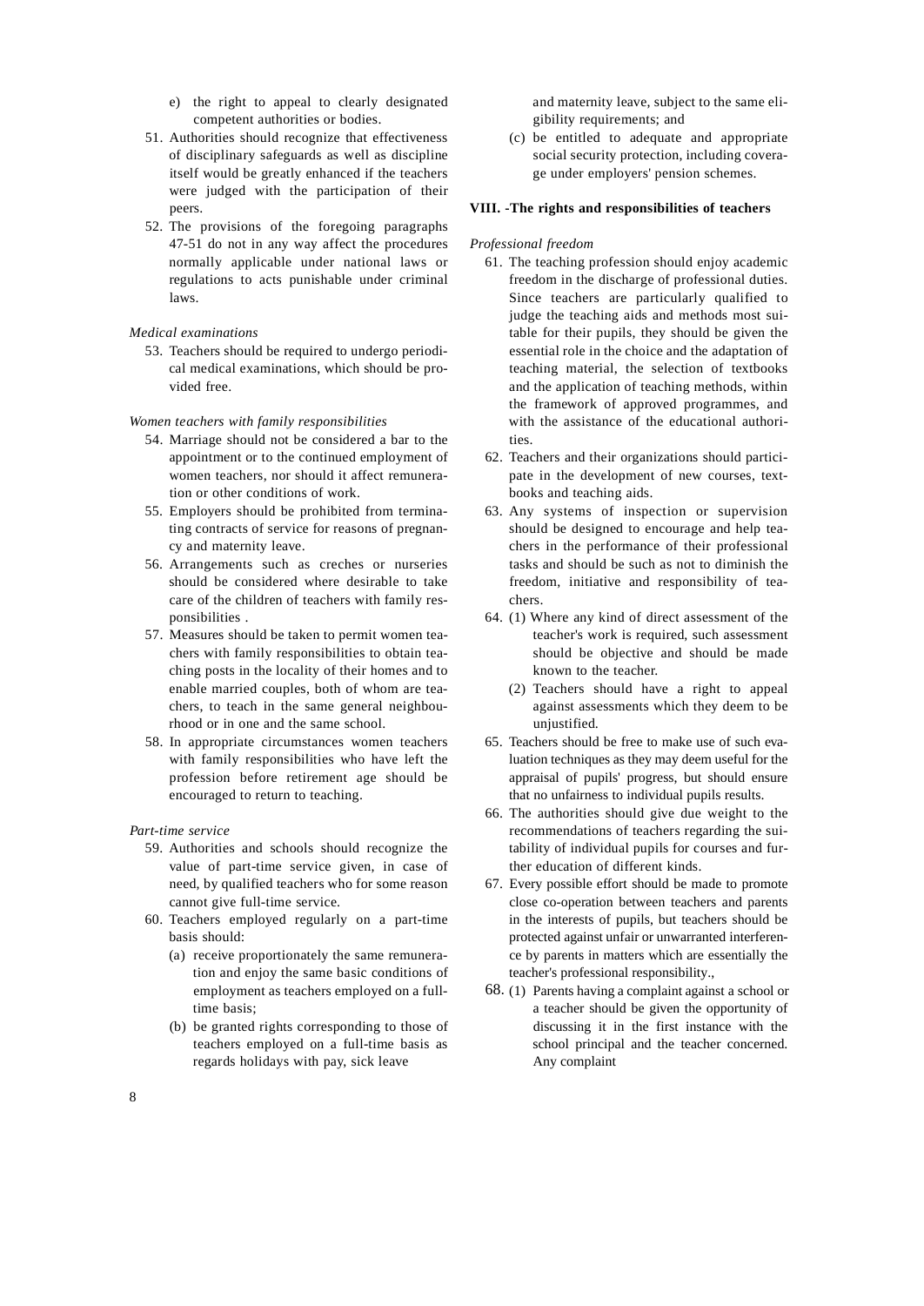e) the right to appeal to clearly designated competent authorities or bodies.

51. Authorities should recognize that effectiveness of disciplinary safeguards as well as discipline itself would be greatly enhanced if the teachers were judged with the participation of their peers.

52. The provisions of the foregoing paragraphs 47-51 do not in any way affect the procedures normally applicable under national laws or regulations to acts punishable under criminal laws.

*Medical examinations*

53. Teachers should be required to undergo periodical medical examinations, which should be provided free.

*Women teachers with family responsibilities*

54. Marriage should not be considered a bar to the appointment or to the continued employment of women teachers, nor should it affect remuneration or other conditions of work.

55. Employers should be prohibited from terminating contracts of service for reasons of pregnancy and maternity leave.

56. Arrangements such as creches or nurseries should be considered where desirable to take care of the children of teachers with family responsibilities .

57. Measures should be taken to permit women teachers with family responsibilities to obtain teaching posts in the locality of their homes and to enable married couples, both of whom are teachers, to teach in the same general neighbourhood or in one and the same school.

58. In appropriate circumstances women teachers with family responsibilities who have left the profession before retirement age should be encouraged to return to teaching.

*Part-time service*

59. Authorities and schools should recognize the value of part-time service given, in case of need, by qualified teachers who for some reason cannot give full-time service.

60. Teachers employed regularly on a part-time basis should:

    (a) receive proportionately the same remuneration and enjoy the same basic conditions of employment as teachers employed on a full-time basis;

    (b) be granted rights corresponding to those of teachers employed on a full-time basis as regards holidays with pay, sick leave and maternity leave, subject to the same eligibility requirements; and

    (c) be entitled to adequate and appropriate social security protection, including coverage under employers' pension schemes.

**VIII. -The rights and responsibilities of teachers**

*Professional freedom*

61. The teaching profession should enjoy academic freedom in the discharge of professional duties. Since teachers are particularly qualified to judge the teaching aids and methods most suitable for their pupils, they should be given the essential role in the choice and the adaptation of teaching material, the selection of textbooks and the application of teaching methods, within the framework of approved programmes, and with the assistance of the educational authorities.

62. Teachers and their organizations should participate in the development of new courses, textbooks and teaching aids.

63. Any systems of inspection or supervision should be designed to encourage and help teachers in the performance of their professional tasks and should be such as not to diminish the freedom, initiative and responsibility of teachers.

64. (1) Where any kind of direct assessment of the teacher's work is required, such assessment should be objective and should be made known to the teacher.

    (2) Teachers should have a right to appeal against assessments which they deem to be unjustified.

65. Teachers should be free to make use of such evaluation techniques as they may deem useful for the appraisal of pupils' progress, but should ensure that no unfairness to individual pupils results.

66. The authorities should give due weight to the recommendations of teachers regarding the suitability of individual pupils for courses and further education of different kinds.

67. Every possible effort should be made to promote close co-operation between teachers and parents in the interests of pupils, but teachers should be protected against unfair or unwarranted interference by parents in matters which are essentially the teacher's professional responsibility.,

68. (1) Parents having a complaint against a school or a teacher should be given the opportunity of discussing it in the first instance with the school principal and the teacher concerned. Any complaint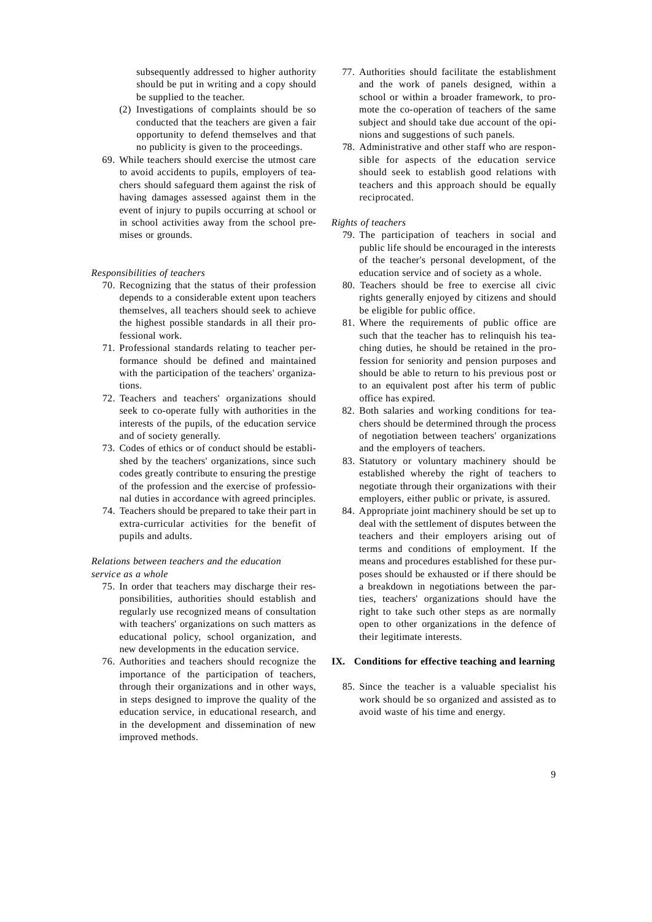subsequently addressed to higher authority should be put in writing and a copy should be supplied to the teacher.

(2) Investigations of complaints should be so conducted that the teachers are given a fair opportunity to defend themselves and that no publicity is given to the proceedings.

69. While teachers should exercise the utmost care to avoid accidents to pupils, employers of teachers should safeguard them against the risk of having damages assessed against them in the event of injury to pupils occurring at school or in school activities away from the school premises or grounds.

*Responsibilities of teachers*

70. Recognizing that the status of their profession depends to a considerable extent upon teachers themselves, all teachers should seek to achieve the highest possible standards in all their professional work.

71. Professional standards relating to teacher performance should be defined and maintained with the participation of the teachers' organizations.

72. Teachers and teachers' organizations should seek to co-operate fully with authorities in the interests of the pupils, of the education service and of society generally.

73. Codes of ethics or of conduct should be established by the teachers' organizations, since such codes greatly contribute to ensuring the prestige of the profession and the exercise of professional duties in accordance with agreed principles.

74. Teachers should be prepared to take their part in extra-curricular activities for the benefit of pupils and adults.

*Relations between teachers and the education service as a whole*

75. In order that teachers may discharge their responsibilities, authorities should establish and regularly use recognized means of consultation with teachers' organizations on such matters as educational policy, school organization, and new developments in the education service.

76. Authorities and teachers should recognize the importance of the participation of teachers, through their organizations and in other ways, in steps designed to improve the quality of the education service, in educational research, and in the development and dissemination of new improved methods.

77. Authorities should facilitate the establishment and the work of panels designed, within a school or within a broader framework, to promote the co-operation of teachers of the same subject and should take due account of the opinions and suggestions of such panels.

78. Administrative and other staff who are responsible for aspects of the education service should seek to establish good relations with teachers and this approach should be equally reciprocated.

*Rights of teachers*

79. The participation of teachers in social and public life should be encouraged in the interests of the teacher's personal development, of the education service and of society as a whole.

80. Teachers should be free to exercise all civic rights generally enjoyed by citizens and should be eligible for public office.

81. Where the requirements of public office are such that the teacher has to relinquish his teaching duties, he should be retained in the profession for seniority and pension purposes and should be able to return to his previous post or to an equivalent post after his term of public office has expired.

82. Both salaries and working conditions for teachers should be determined through the process of negotiation between teachers' organizations and the employers of teachers.

83. Statutory or voluntary machinery should be established whereby the right of teachers to negotiate through their organizations with their employers, either public or private, is assured.

84. Appropriate joint machinery should be set up to deal with the settlement of disputes between the teachers and their employers arising out of terms and conditions of employment. If the means and procedures established for these purposes should be exhausted or if there should be a breakdown in negotiations between the parties, teachers' organizations should have the right to take such other steps as are normally open to other organizations in the defence of their legitimate interests.

## IX. Conditions for effective teaching and learning

85. Since the teacher is a valuable specialist his work should be so organized and assisted as to avoid waste of his time and energy.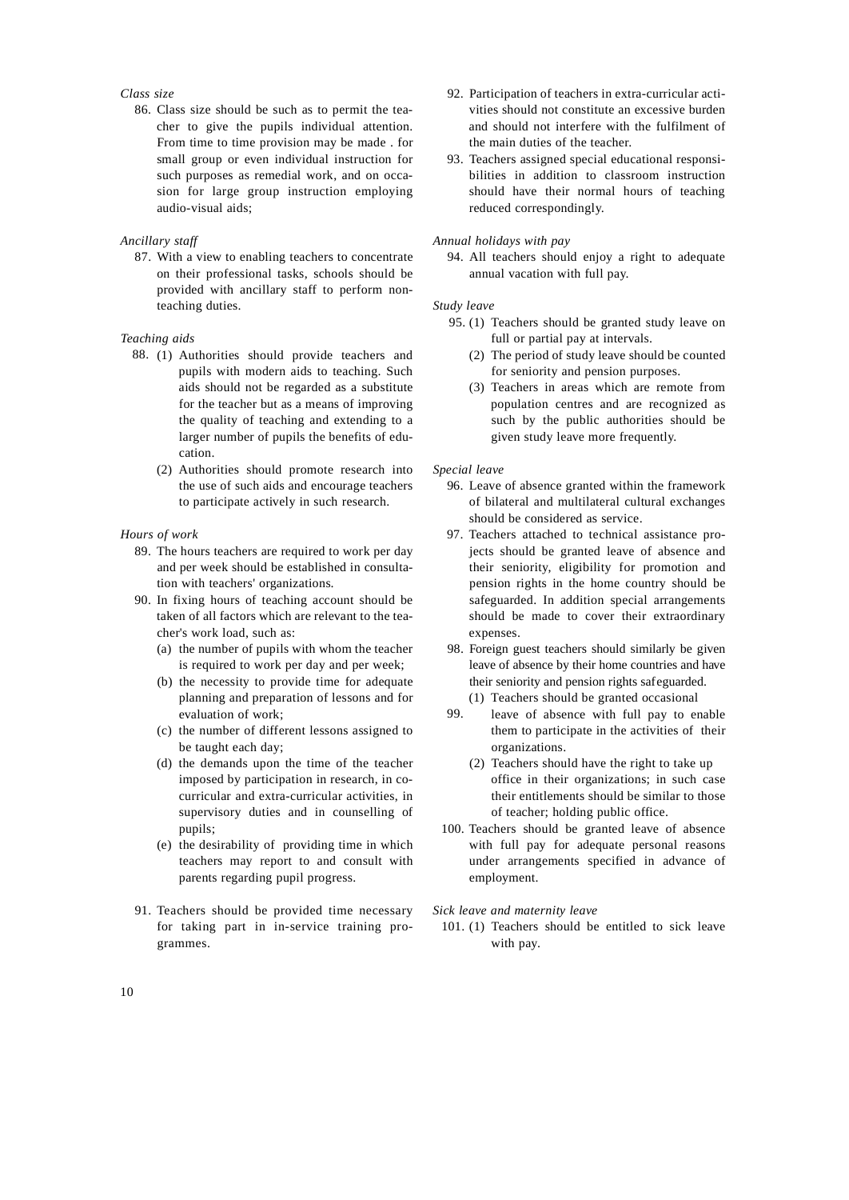*Class size*

86. Class size should be such as to permit the teacher to give the pupils individual attention. From time to time provision may be made . for small group or even individual instruction for such purposes as remedial work, and on occasion for large group instruction employing audio-visual aids;

*Ancillary staff*

87. With a view to enabling teachers to concentrate on their professional tasks, schools should be provided with ancillary staff to perform non-teaching duties.

*Teaching aids*

88. (1) Authorities should provide teachers and pupils with modern aids to teaching. Such aids should not be regarded as a substitute for the teacher but as a means of improving the quality of teaching and extending to a larger number of pupils the benefits of education.

    (2) Authorities should promote research into the use of such aids and encourage teachers to participate actively in such research.

*Hours of work*

89. The hours teachers are required to work per day and per week should be established in consultation with teachers' organizations.

90. In fixing hours of teaching account should be taken of all factors which are relevant to the teacher's work load, such as:

    (a) the number of pupils with whom the teacher is required to work per day and per week;

    (b) the necessity to provide time for adequate planning and preparation of lessons and for evaluation of work;

    (c) the number of different lessons assigned to be taught each day;

    (d) the demands upon the time of the teacher imposed by participation in research, in co-curricular and extra-curricular activities, in supervisory duties and in counselling of pupils;

    (e) the desirability of providing time in which teachers may report to and consult with parents regarding pupil progress.

91. Teachers should be provided time necessary for taking part in in-service training programmes.

92. Participation of teachers in extra-curricular activities should not constitute an excessive burden and should not interfere with the fulfilment of the main duties of the teacher.

93. Teachers assigned special educational responsibilities in addition to classroom instruction should have their normal hours of teaching reduced correspondingly.

*Annual holidays with pay*

94. All teachers should enjoy a right to adequate annual vacation with full pay.

*Study leave*

95. (1) Teachers should be granted study leave on full or partial pay at intervals.

    (2) The period of study leave should be counted for seniority and pension purposes.

    (3) Teachers in areas which are remote from population centres and are recognized as such by the public authorities should be given study leave more frequently.

*Special leave*

96. Leave of absence granted within the framework of bilateral and multilateral cultural exchanges should be considered as service.

97. Teachers attached to technical assistance projects should be granted leave of absence and their seniority, eligibility for promotion and pension rights in the home country should be safeguarded. In addition special arrangements should be made to cover their extraordinary expenses.

98. Foreign guest teachers should similarly be given leave of absence by their home countries and have their seniority and pension rights safeguarded.

99. (1) Teachers should be granted occasional leave of absence with full pay to enable them to participate in the activities of their organizations.

    (2) Teachers should have the right to take up office in their organizations; in such case their entitlements should be similar to those of teacher; holding public office.

100. Teachers should be granted leave of absence with full pay for adequate personal reasons under arrangements specified in advance of employment.

*Sick leave and maternity leave*

101. (1) Teachers should be entitled to sick leave with pay.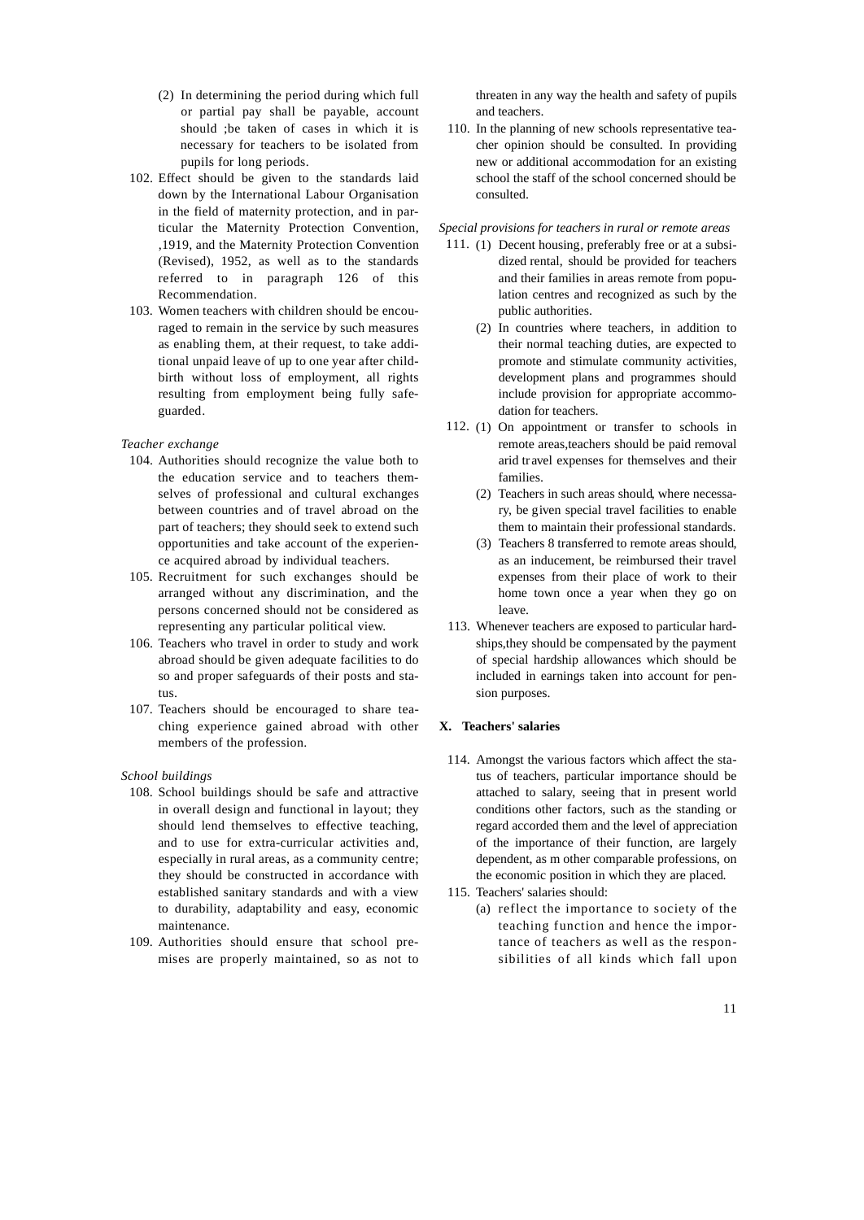(2) In determining the period during which full or partial pay shall be payable, account should ;be taken of cases in which it is necessary for teachers to be isolated from pupils for long periods.

102. Effect should be given to the standards laid down by the International Labour Organisation in the field of maternity protection, and in particular the Maternity Protection Convention, ,1919, and the Maternity Protection Convention (Revised), 1952, as well as to the standards referred to in paragraph 126 of this Recommendation.

103. Women teachers with children should be encouraged to remain in the service by such measures as enabling them, at their request, to take additional unpaid leave of up to one year after childbirth without loss of employment, all rights resulting from employment being fully safeguarded.

*Teacher exchange*

104. Authorities should recognize the value both to the education service and to teachers themselves of professional and cultural exchanges between countries and of travel abroad on the part of teachers; they should seek to extend such opportunities and take account of the experience acquired abroad by individual teachers.

105. Recruitment for such exchanges should be arranged without any discrimination, and the persons concerned should not be considered as representing any particular political view.

106. Teachers who travel in order to study and work abroad should be given adequate facilities to do so and proper safeguards of their posts and status.

107. Teachers should be encouraged to share teaching experience gained abroad with other members of the profession.

*School buildings*

108. School buildings should be safe and attractive in overall design and functional in layout; they should lend themselves to effective teaching, and to use for extra-curricular activities and, especially in rural areas, as a community centre; they should be constructed in accordance with established sanitary standards and with a view to durability, adaptability and easy, economic maintenance.

109. Authorities should ensure that school premises are properly maintained, so as not to threaten in any way the health and safety of pupils and teachers.

110. In the planning of new schools representative teacher opinion should be consulted. In providing new or additional accommodation for an existing school the staff of the school concerned should be consulted.

*Special provisions for teachers in rural or remote areas*

111. (1) Decent housing, preferably free or at a subsidized rental, should be provided for teachers and their families in areas remote from population centres and recognized as such by the public authorities.

(2) In countries where teachers, in addition to their normal teaching duties, are expected to promote and stimulate community activities, development plans and programmes should include provision for appropriate accommodation for teachers.

112. (1) On appointment or transfer to schools in remote areas,teachers should be paid removal arid travel expenses for themselves and their families.

(2) Teachers in such areas should, where necessary, be given special travel facilities to enable them to maintain their professional standards.

(3) Teachers 8 transferred to remote areas should, as an inducement, be reimbursed their travel expenses from their place of work to their home town once a year when they go on leave.

113. Whenever teachers are exposed to particular hardships,they should be compensated by the payment of special hardship allowances which should be included in earnings taken into account for pension purposes.

## X. Teachers' salaries

114. Amongst the various factors which affect the status of teachers, particular importance should be attached to salary, seeing that in present world conditions other factors, such as the standing or regard accorded them and the level of appreciation of the importance of their function, are largely dependent, as m other comparable professions, on the economic position in which they are placed.

115. Teachers' salaries should:

(a) reflect the importance to society of the teaching function and hence the importance of teachers as well as the responsibilities of all kinds which fall upon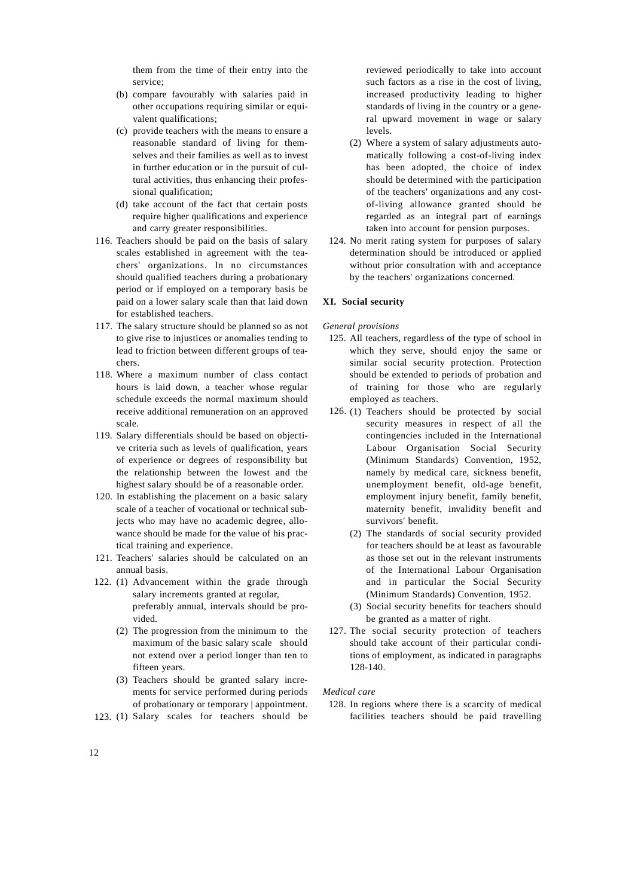them from the time of their entry into the service;

(b) compare favourably with salaries paid in other occupations requiring similar or equivalent qualifications;

(c) provide teachers with the means to ensure a reasonable standard of living for themselves and their families as well as to invest in further education or in the pursuit of cultural activities, thus enhancing their professional qualification;

(d) take account of the fact that certain posts require higher qualifications and experience and carry greater responsibilities.

116. Teachers should be paid on the basis of salary scales established in agreement with the teachers' organizations. In no circumstances should qualified teachers during a probationary period or if employed on a temporary basis be paid on a lower salary scale than that laid down for established teachers.

117. The salary structure should be planned so as not to give rise to injustices or anomalies tending to lead to friction between different groups of teachers.

118. Where a maximum number of class contact hours is laid down, a teacher whose regular schedule exceeds the normal maximum should receive additional remuneration on an approved scale.

119. Salary differentials should be based on objective criteria such as levels of qualification, years of experience or degrees of responsibility but the relationship between the lowest and the highest salary should be of a reasonable order.

120. In establishing the placement on a basic salary scale of a teacher of vocational or technical subjects who may have no academic degree, allowance should be made for the value of his practical training and experience.

121. Teachers' salaries should be calculated on an annual basis.

122. (1) Advancement within the grade through salary increments granted at regular, preferably annual, intervals should be provided.

(2) The progression from the minimum to the maximum of the basic salary scale should not extend over a period longer than ten to fifteen years.

(3) Teachers should be granted salary increments for service performed during periods of probationary or temporary appointment.

123. (1) Salary scales for teachers should be reviewed periodically to take into account such factors as a rise in the cost of living, increased productivity leading to higher standards of living in the country or a general upward movement in wage or salary levels.

(2) Where a system of salary adjustments automatically following a cost-of-living index has been adopted, the choice of index should be determined with the participation of the teachers' organizations and any cost-of-living allowance granted should be regarded as an integral part of earnings taken into account for pension purposes.

124. No merit rating system for purposes of salary determination should be introduced or applied without prior consultation with and acceptance by the teachers' organizations concerned.

## XI. Social security

*General provisions*

125. All teachers, regardless of the type of school in which they serve, should enjoy the same or similar social security protection. Protection should be extended to periods of probation and of training for those who are regularly employed as teachers.

126. (1) Teachers should be protected by social security measures in respect of all the contingencies included in the International Labour Organisation Social Security (Minimum Standards) Convention, 1952, namely by medical care, sickness benefit, unemployment benefit, old-age benefit, employment injury benefit, family benefit, maternity benefit, invalidity benefit and survivors' benefit.

(2) The standards of social security provided for teachers should be at least as favourable as those set out in the relevant instruments of the International Labour Organisation and in particular the Social Security (Minimum Standards) Convention, 1952.

(3) Social security benefits for teachers should be granted as a matter of right.

127. The social security protection of teachers should take account of their particular conditions of employment, as indicated in paragraphs 128-140.

*Medical care*

128. In regions where there is a scarcity of medical facilities teachers should be paid travelling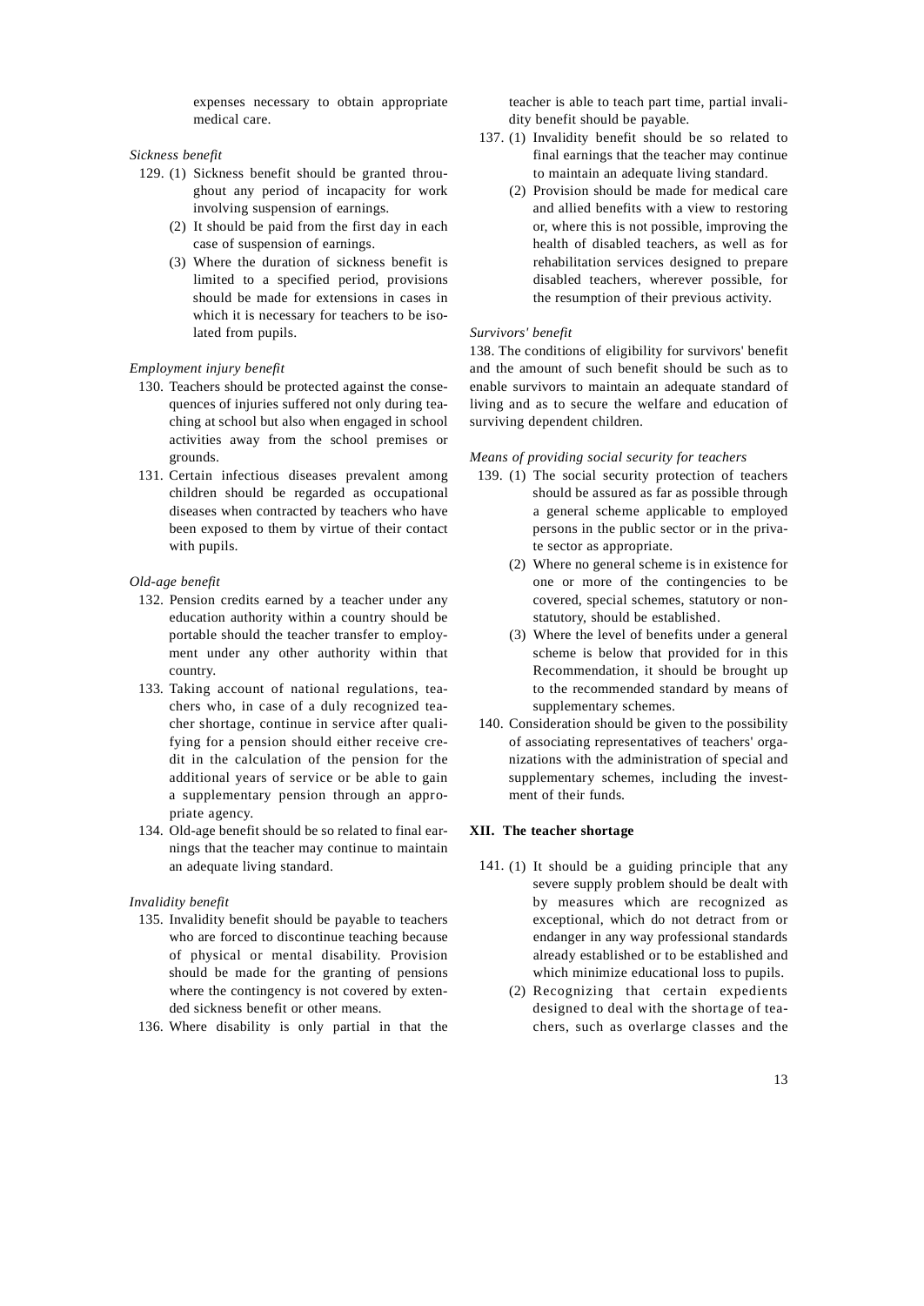expenses necessary to obtain appropriate medical care.

*Sickness benefit*

129. (1) Sickness benefit should be granted throughout any period of incapacity for work involving suspension of earnings.

 (2) It should be paid from the first day in each case of suspension of earnings.

 (3) Where the duration of sickness benefit is limited to a specified period, provisions should be made for extensions in cases in which it is necessary for teachers to be isolated from pupils.

*Employment injury benefit*

130. Teachers should be protected against the consequences of injuries suffered not only during teaching at school but also when engaged in school activities away from the school premises or grounds.

131. Certain infectious diseases prevalent among children should be regarded as occupational diseases when contracted by teachers who have been exposed to them by virtue of their contact with pupils.

*Old-age benefit*

132. Pension credits earned by a teacher under any education authority within a country should be portable should the teacher transfer to employment under any other authority within that country.

133. Taking account of national regulations, teachers who, in case of a duly recognized teacher shortage, continue in service after qualifying for a pension should either receive credit in the calculation of the pension for the additional years of service or be able to gain a supplementary pension through an appropriate agency.

134. Old-age benefit should be so related to final earnings that the teacher may continue to maintain an adequate living standard.

*Invalidity benefit*

135. Invalidity benefit should be payable to teachers who are forced to discontinue teaching because of physical or mental disability. Provision should be made for the granting of pensions where the contingency is not covered by extended sickness benefit or other means.

136. Where disability is only partial in that the teacher is able to teach part time, partial invalidity benefit should be payable.

137. (1) Invalidity benefit should be so related to final earnings that the teacher may continue to maintain an adequate living standard.

 (2) Provision should be made for medical care and allied benefits with a view to restoring or, where this is not possible, improving the health of disabled teachers, as well as for rehabilitation services designed to prepare disabled teachers, wherever possible, for the resumption of their previous activity.

*Survivors' benefit*

138. The conditions of eligibility for survivors' benefit and the amount of such benefit should be such as to enable survivors to maintain an adequate standard of living and as to secure the welfare and education of surviving dependent children.

*Means of providing social security for teachers*

139. (1) The social security protection of teachers should be assured as far as possible through a general scheme applicable to employed persons in the public sector or in the private sector as appropriate.

 (2) Where no general scheme is in existence for one or more of the contingencies to be covered, special schemes, statutory or non-statutory, should be established.

 (3) Where the level of benefits under a general scheme is below that provided for in this Recommendation, it should be brought up to the recommended standard by means of supplementary schemes.

140. Consideration should be given to the possibility of associating representatives of teachers' organizations with the administration of special and supplementary schemes, including the investment of their funds.

## XII. The teacher shortage

141. (1) It should be a guiding principle that any severe supply problem should be dealt with by measures which are recognized as exceptional, which do not detract from or endanger in any way professional standards already established or to be established and which minimize educational loss to pupils.

 (2) Recognizing that certain expedients designed to deal with the shortage of teachers, such as overlarge classes and the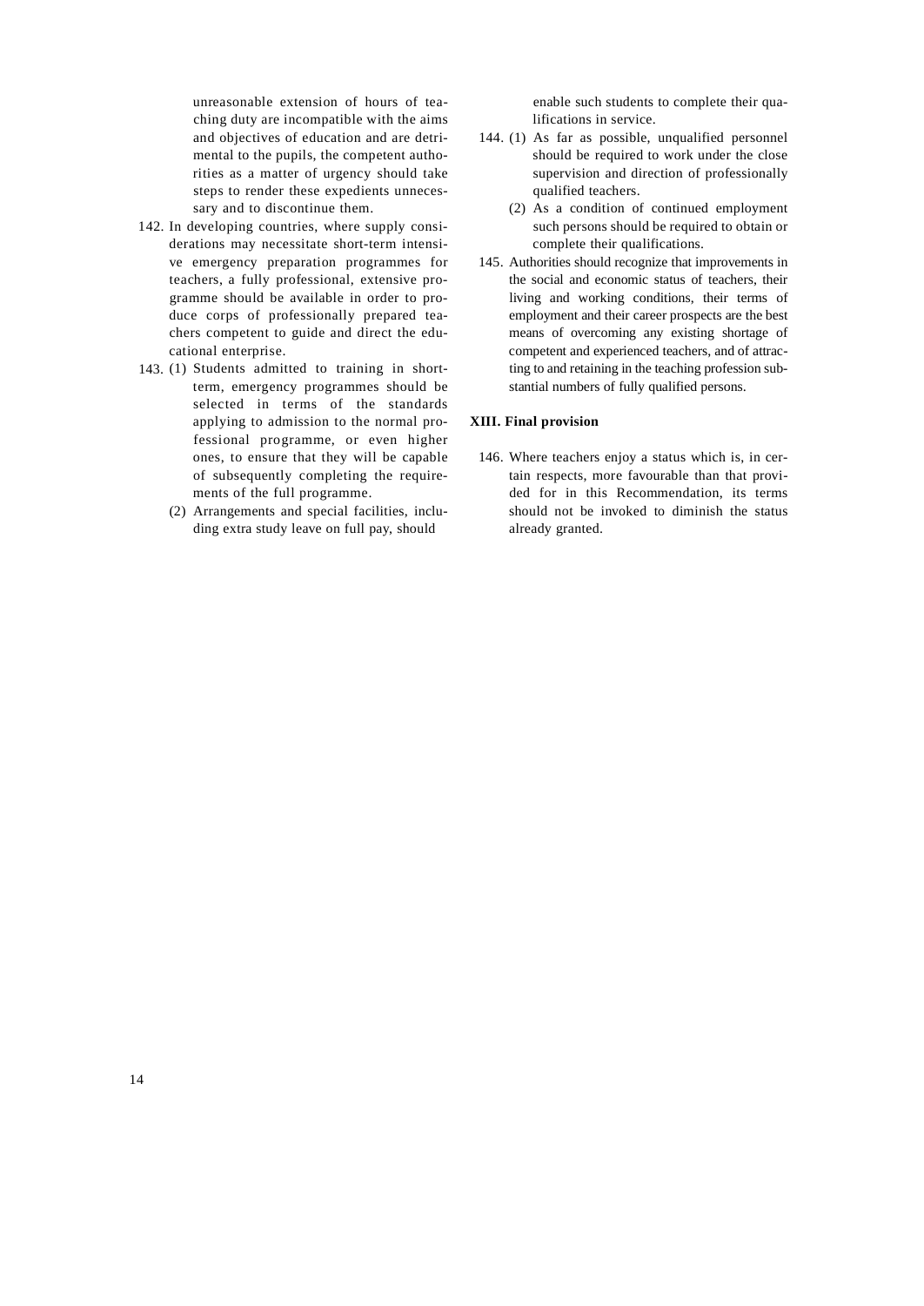unreasonable extension of hours of teaching duty are incompatible with the aims and objectives of education and are detrimental to the pupils, the competent authorities as a matter of urgency should take steps to render these expedients unnecessary and to discontinue them.

142. In developing countries, where supply considerations may necessitate short-term intensive emergency preparation programmes for teachers, a fully professional, extensive programme should be available in order to produce corps of professionally prepared teachers competent to guide and direct the educational enterprise.

143. (1) Students admitted to training in short-term, emergency programmes should be selected in terms of the standards applying to admission to the normal professional programme, or even higher ones, to ensure that they will be capable of subsequently completing the requirements of the full programme.

(2) Arrangements and special facilities, including extra study leave on full pay, should enable such students to complete their qualifications in service.

144. (1) As far as possible, unqualified personnel should be required to work under the close supervision and direction of professionally qualified teachers.

(2) As a condition of continued employment such persons should be required to obtain or complete their qualifications.

145. Authorities should recognize that improvements in the social and economic status of teachers, their living and working conditions, their terms of employment and their career prospects are the best means of overcoming any existing shortage of competent and experienced teachers, and of attracting to and retaining in the teaching profession substantial numbers of fully qualified persons.

## XIII. Final provision

146. Where teachers enjoy a status which is, in certain respects, more favourable than that provided for in this Recommendation, its terms should not be invoked to diminish the status already granted.